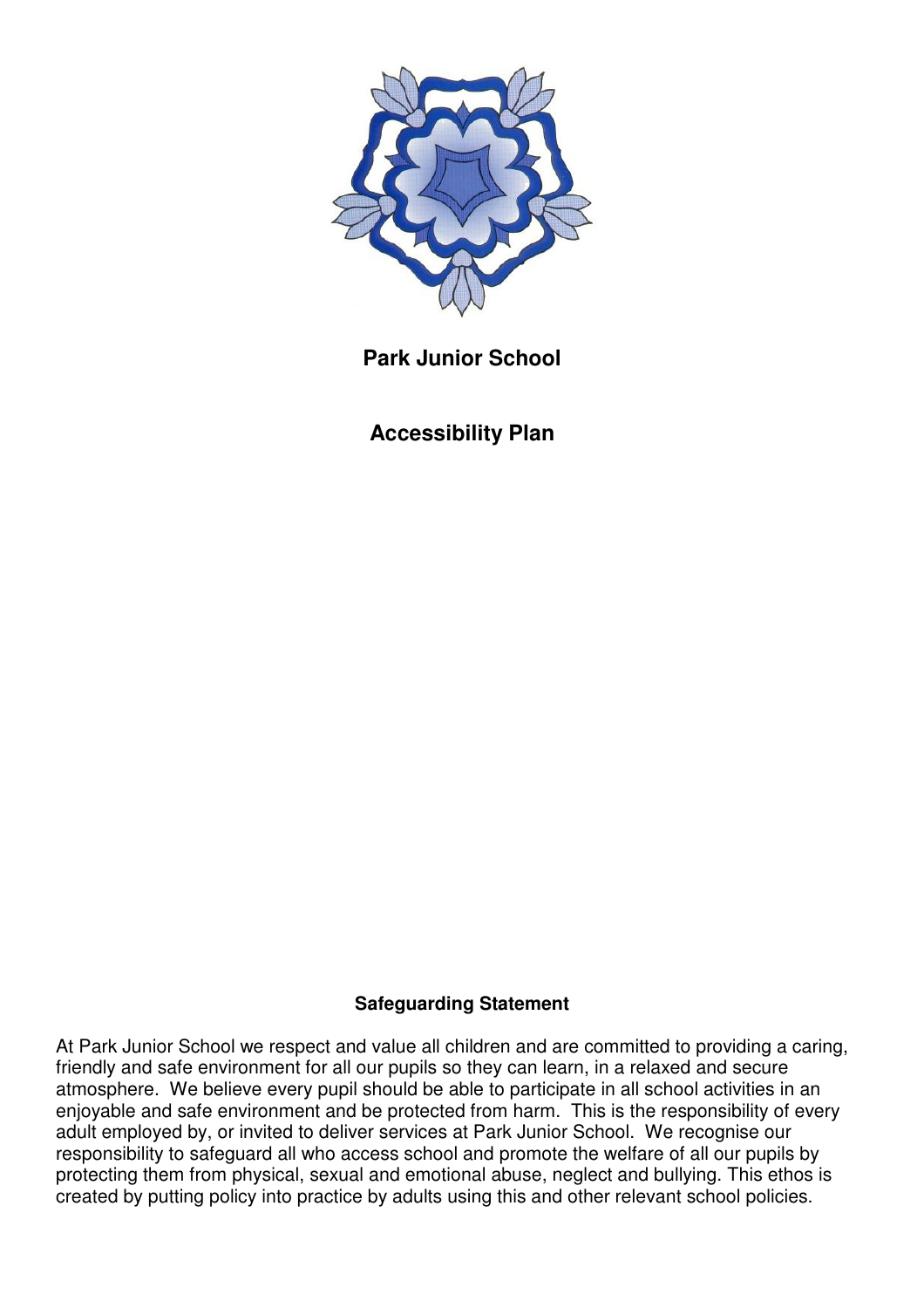# Park Junior School

## Accessibility Plan

### Safeguarding Statement

At Park Junior School we respect and value all children and are committed to providing a caring, friendly and safe environment for all our pupils so they can learn, in a relaxed and secure atmosphere. We believe every pupil should be able to participate in all school activities in an enjoyable and safe environment and be protected from harm. This is the responsibility of every adult employed by, or invited to deliver services at Park Junior School. We recognise our responsibility to safeguard all who access school and promote the welfare of all our pupils by protecting them from physical, sexual and emotional abuse, neglect and bullying. This ethos is created by putting policy into practice by adults using this and other relevant school policies.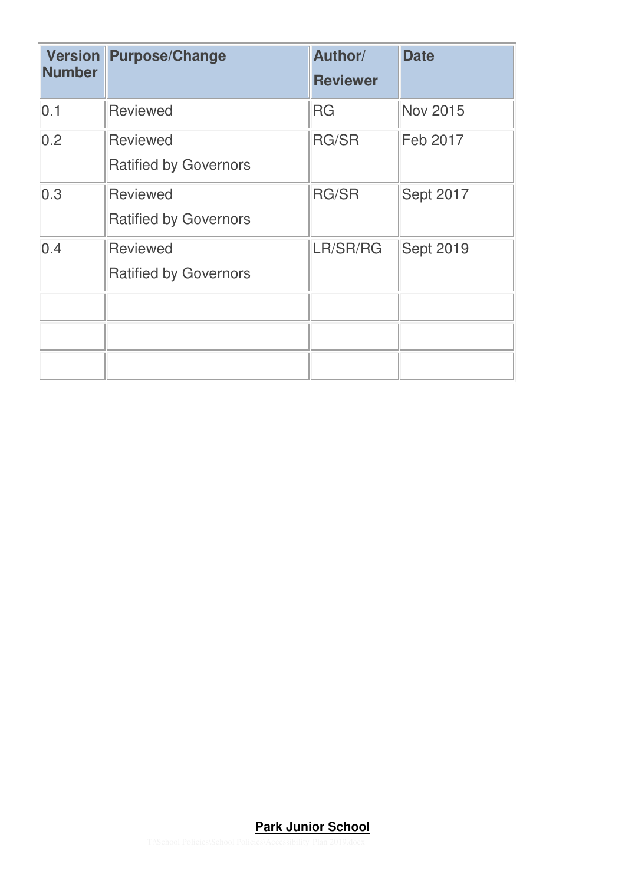| Version Number | Purpose/Change | Author/ Reviewer | Date |
|---|---|---|---|
| 0.1 | Reviewed | RG | Nov 2015 |
| 0.2 | Reviewed<br>Ratified by Governors | RG/SR | Feb 2017 |
| 0.3 | Reviewed<br>Ratified by Governors | RG/SR | Sept 2017 |
| 0.4 | Reviewed<br>Ratified by Governors | LR/SR/RG | Sept 2019 |
| | | | |
| | | | |
| | | | |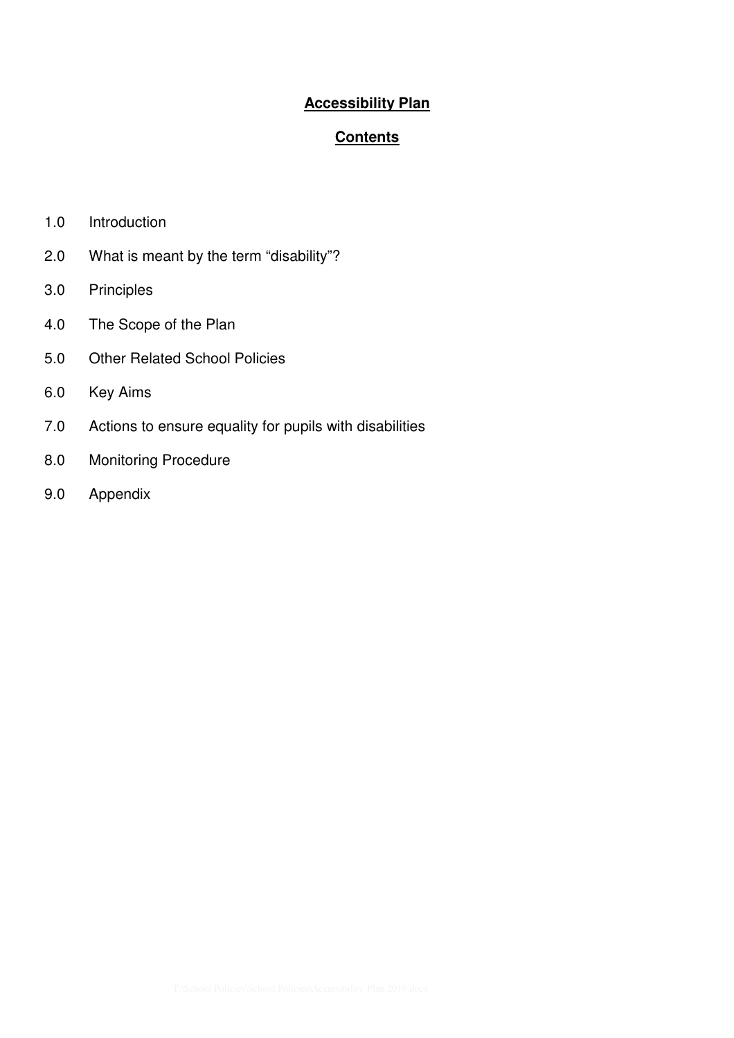# **Accessibility Plan**

## **Contents**

1.0 Introduction

2.0 What is meant by the term "disability"?

3.0 Principles

4.0 The Scope of the Plan

5.0 Other Related School Policies

6.0 Key Aims

7.0 Actions to ensure equality for pupils with disabilities

8.0 Monitoring Procedure

9.0 Appendix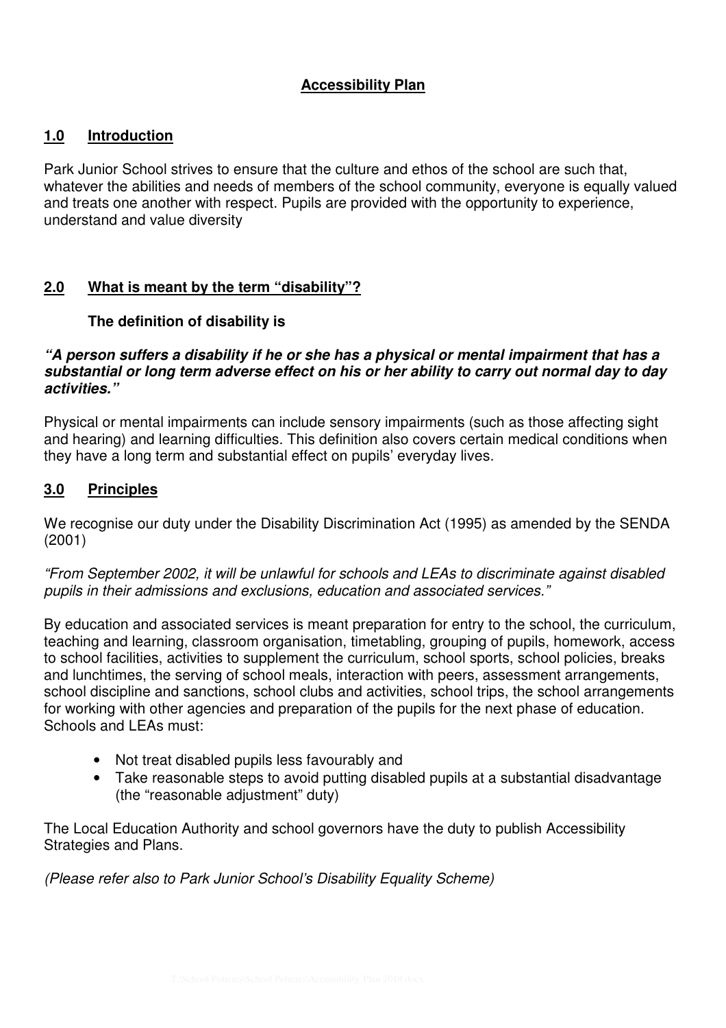# Accessibility Plan

## 1.0 Introduction

Park Junior School strives to ensure that the culture and ethos of the school are such that, whatever the abilities and needs of members of the school community, everyone is equally valued and treats one another with respect. Pupils are provided with the opportunity to experience, understand and value diversity

## 2.0 What is meant by the term "disability"?

**The definition of disability is**

***"A person suffers a disability if he or she has a physical or mental impairment that has a substantial or long term adverse effect on his or her ability to carry out normal day to day activities."***

Physical or mental impairments can include sensory impairments (such as those affecting sight and hearing) and learning difficulties. This definition also covers certain medical conditions when they have a long term and substantial effect on pupils' everyday lives.

## 3.0 Principles

We recognise our duty under the Disability Discrimination Act (1995) as amended by the SENDA (2001)

*"From September 2002, it will be unlawful for schools and LEAs to discriminate against disabled pupils in their admissions and exclusions, education and associated services."*

By education and associated services is meant preparation for entry to the school, the curriculum, teaching and learning, classroom organisation, timetabling, grouping of pupils, homework, access to school facilities, activities to supplement the curriculum, school sports, school policies, breaks and lunchtimes, the serving of school meals, interaction with peers, assessment arrangements, school discipline and sanctions, school clubs and activities, school trips, the school arrangements for working with other agencies and preparation of the pupils for the next phase of education. Schools and LEAs must:

- Not treat disabled pupils less favourably and
- Take reasonable steps to avoid putting disabled pupils at a substantial disadvantage (the "reasonable adjustment" duty)

The Local Education Authority and school governors have the duty to publish Accessibility Strategies and Plans.

*(Please refer also to Park Junior School's Disability Equality Scheme)*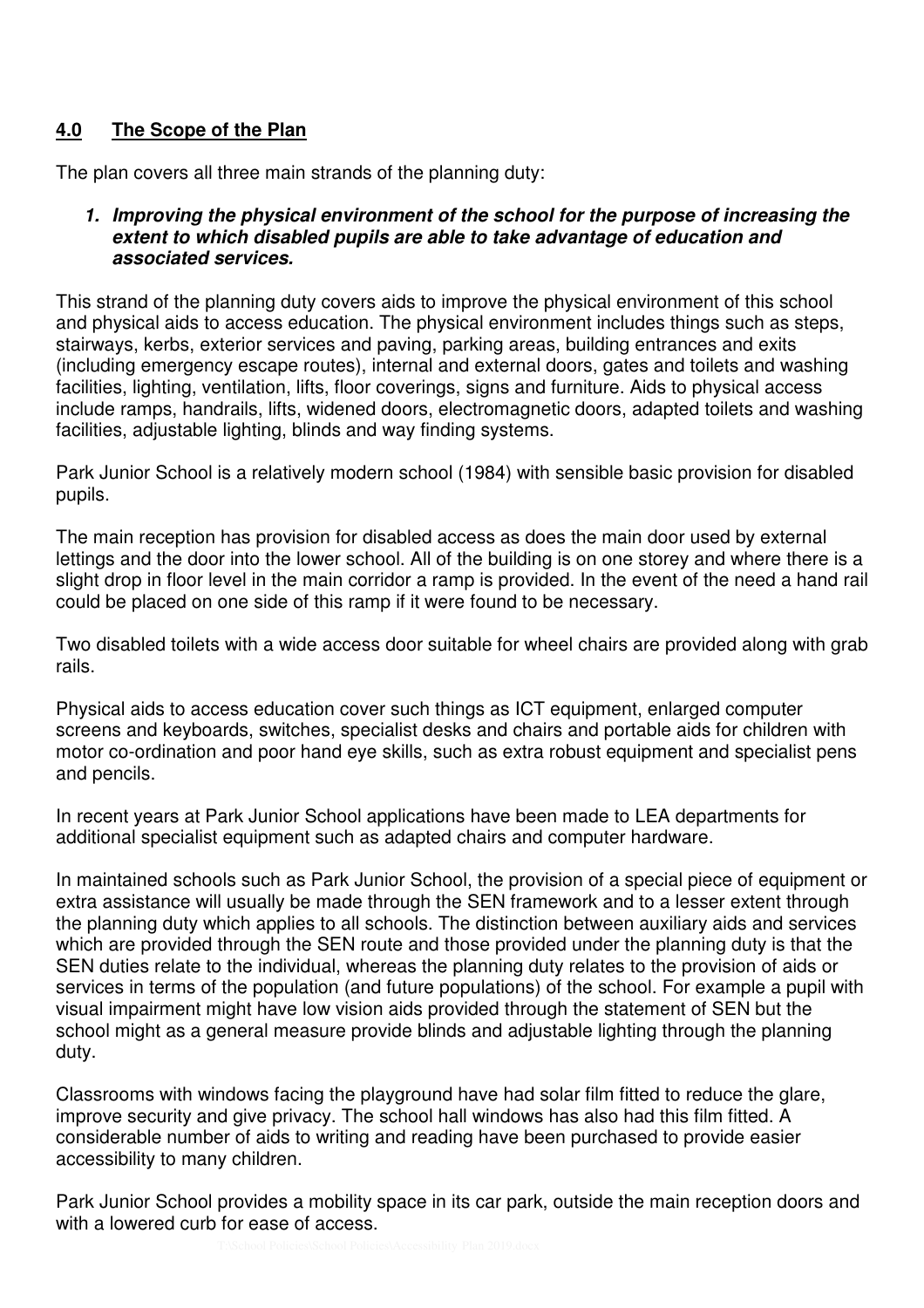## 4.0 The Scope of the Plan

The plan covers all three main strands of the planning duty:

1. ***Improving the physical environment of the school for the purpose of increasing the extent to which disabled pupils are able to take advantage of education and associated services.***

This strand of the planning duty covers aids to improve the physical environment of this school and physical aids to access education. The physical environment includes things such as steps, stairways, kerbs, exterior services and paving, parking areas, building entrances and exits (including emergency escape routes), internal and external doors, gates and toilets and washing facilities, lighting, ventilation, lifts, floor coverings, signs and furniture. Aids to physical access include ramps, handrails, lifts, widened doors, electromagnetic doors, adapted toilets and washing facilities, adjustable lighting, blinds and way finding systems.

Park Junior School is a relatively modern school (1984) with sensible basic provision for disabled pupils.

The main reception has provision for disabled access as does the main door used by external lettings and the door into the lower school. All of the building is on one storey and where there is a slight drop in floor level in the main corridor a ramp is provided. In the event of the need a hand rail could be placed on one side of this ramp if it were found to be necessary.

Two disabled toilets with a wide access door suitable for wheel chairs are provided along with grab rails.

Physical aids to access education cover such things as ICT equipment, enlarged computer screens and keyboards, switches, specialist desks and chairs and portable aids for children with motor co-ordination and poor hand eye skills, such as extra robust equipment and specialist pens and pencils.

In recent years at Park Junior School applications have been made to LEA departments for additional specialist equipment such as adapted chairs and computer hardware.

In maintained schools such as Park Junior School, the provision of a special piece of equipment or extra assistance will usually be made through the SEN framework and to a lesser extent through the planning duty which applies to all schools. The distinction between auxiliary aids and services which are provided through the SEN route and those provided under the planning duty is that the SEN duties relate to the individual, whereas the planning duty relates to the provision of aids or services in terms of the population (and future populations) of the school. For example a pupil with visual impairment might have low vision aids provided through the statement of SEN but the school might as a general measure provide blinds and adjustable lighting through the planning duty.

Classrooms with windows facing the playground have had solar film fitted to reduce the glare, improve security and give privacy. The school hall windows has also had this film fitted. A considerable number of aids to writing and reading have been purchased to provide easier accessibility to many children.

Park Junior School provides a mobility space in its car park, outside the main reception doors and with a lowered curb for ease of access.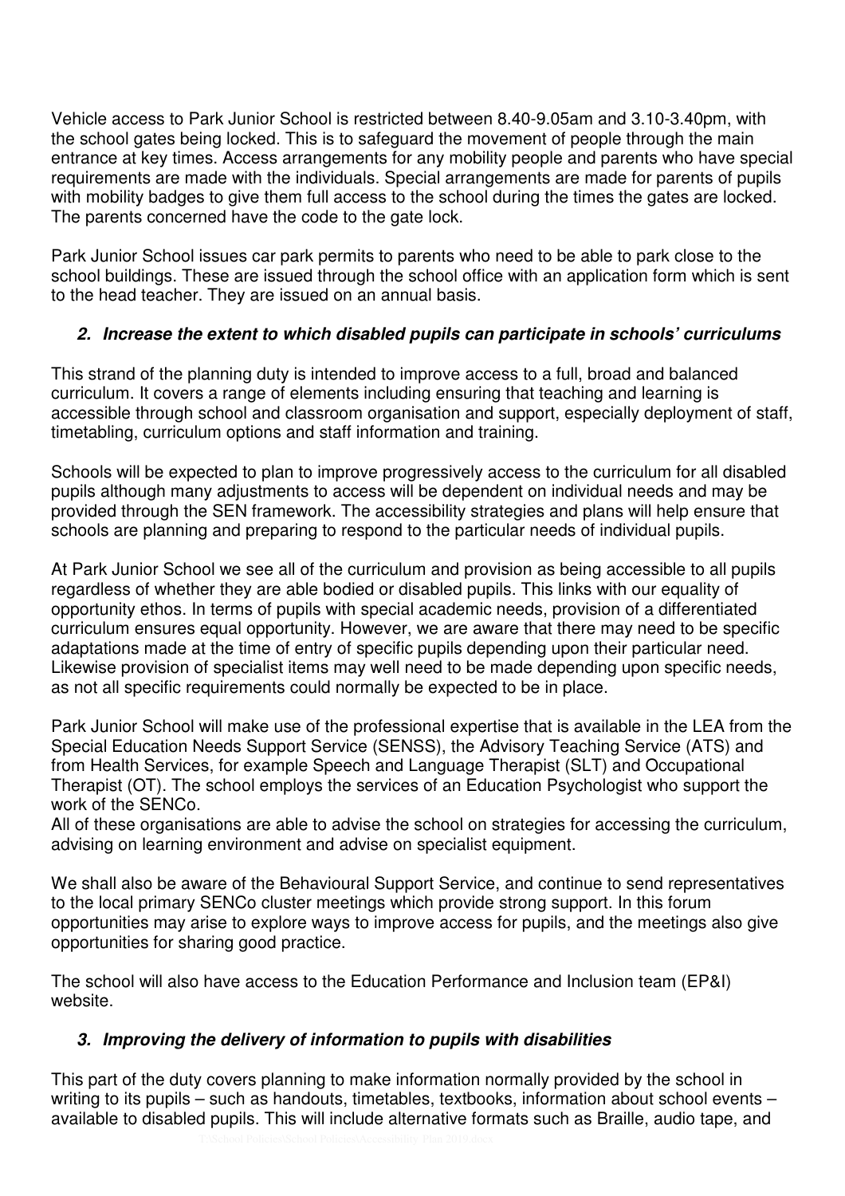Vehicle access to Park Junior School is restricted between 8.40-9.05am and 3.10-3.40pm, with the school gates being locked. This is to safeguard the movement of people through the main entrance at key times. Access arrangements for any mobility people and parents who have special requirements are made with the individuals. Special arrangements are made for parents of pupils with mobility badges to give them full access to the school during the times the gates are locked. The parents concerned have the code to the gate lock.

Park Junior School issues car park permits to parents who need to be able to park close to the school buildings. These are issued through the school office with an application form which is sent to the head teacher. They are issued on an annual basis.

### 2. *Increase the extent to which disabled pupils can participate in schools' curriculums*

This strand of the planning duty is intended to improve access to a full, broad and balanced curriculum. It covers a range of elements including ensuring that teaching and learning is accessible through school and classroom organisation and support, especially deployment of staff, timetabling, curriculum options and staff information and training.

Schools will be expected to plan to improve progressively access to the curriculum for all disabled pupils although many adjustments to access will be dependent on individual needs and may be provided through the SEN framework. The accessibility strategies and plans will help ensure that schools are planning and preparing to respond to the particular needs of individual pupils.

At Park Junior School we see all of the curriculum and provision as being accessible to all pupils regardless of whether they are able bodied or disabled pupils. This links with our equality of opportunity ethos. In terms of pupils with special academic needs, provision of a differentiated curriculum ensures equal opportunity. However, we are aware that there may need to be specific adaptations made at the time of entry of specific pupils depending upon their particular need. Likewise provision of specialist items may well need to be made depending upon specific needs, as not all specific requirements could normally be expected to be in place.

Park Junior School will make use of the professional expertise that is available in the LEA from the Special Education Needs Support Service (SENSS), the Advisory Teaching Service (ATS) and from Health Services, for example Speech and Language Therapist (SLT) and Occupational Therapist (OT). The school employs the services of an Education Psychologist who support the work of the SENCo.
All of these organisations are able to advise the school on strategies for accessing the curriculum, advising on learning environment and advise on specialist equipment.

We shall also be aware of the Behavioural Support Service, and continue to send representatives to the local primary SENCo cluster meetings which provide strong support. In this forum opportunities may arise to explore ways to improve access for pupils, and the meetings also give opportunities for sharing good practice.

The school will also have access to the Education Performance and Inclusion team (EP&I) website.

### 3. *Improving the delivery of information to pupils with disabilities*

This part of the duty covers planning to make information normally provided by the school in writing to its pupils – such as handouts, timetables, textbooks, information about school events – available to disabled pupils. This will include alternative formats such as Braille, audio tape, and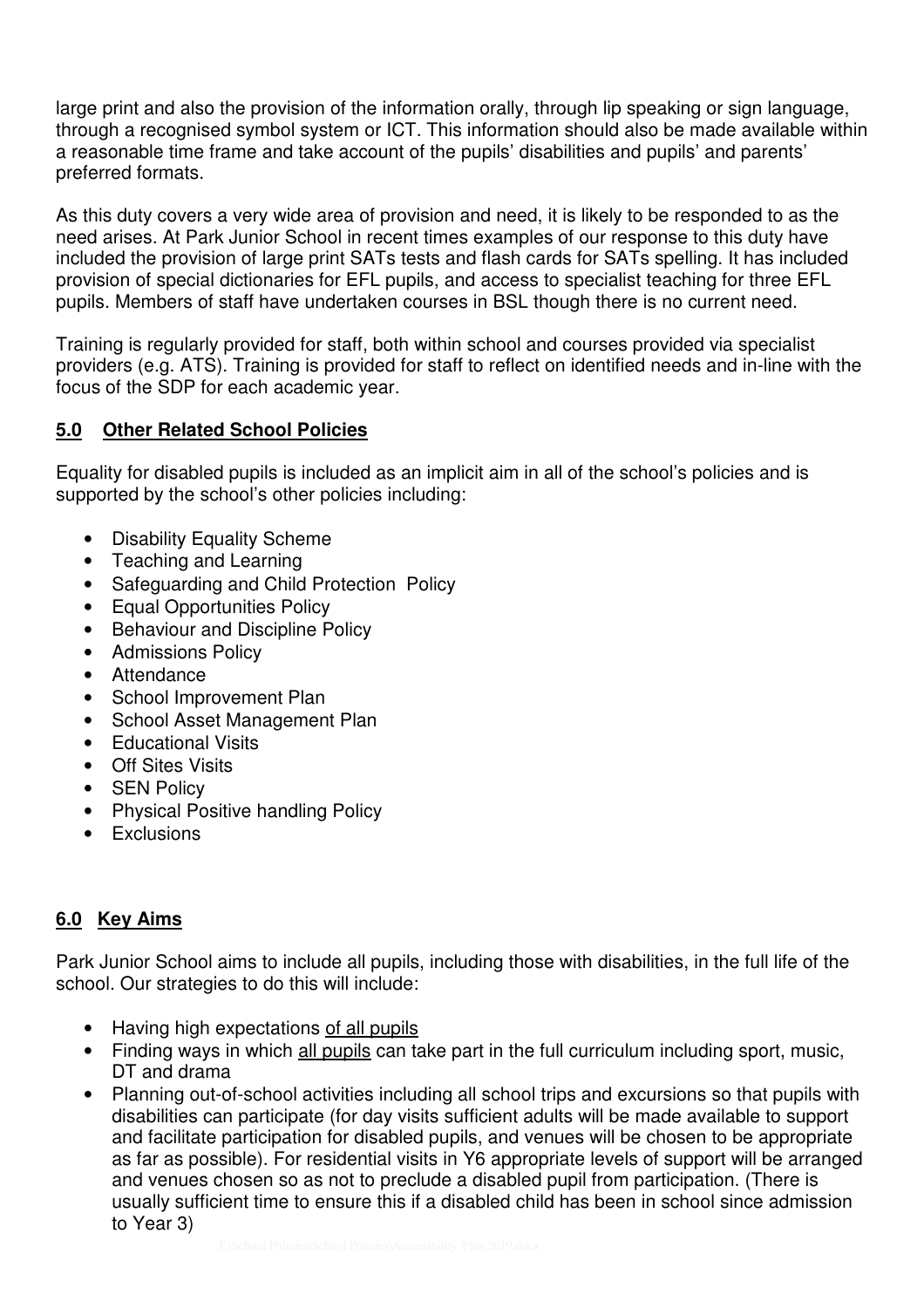large print and also the provision of the information orally, through lip speaking or sign language, through a recognised symbol system or ICT. This information should also be made available within a reasonable time frame and take account of the pupils' disabilities and pupils' and parents' preferred formats.

As this duty covers a very wide area of provision and need, it is likely to be responded to as the need arises. At Park Junior School in recent times examples of our response to this duty have included the provision of large print SATs tests and flash cards for SATs spelling. It has included provision of special dictionaries for EFL pupils, and access to specialist teaching for three EFL pupils. Members of staff have undertaken courses in BSL though there is no current need.

Training is regularly provided for staff, both within school and courses provided via specialist providers (e.g. ATS). Training is provided for staff to reflect on identified needs and in-line with the focus of the SDP for each academic year.

## **5.0 Other Related School Policies**

Equality for disabled pupils is included as an implicit aim in all of the school's policies and is supported by the school's other policies including:

- Disability Equality Scheme
- Teaching and Learning
- Safeguarding and Child Protection Policy
- Equal Opportunities Policy
- Behaviour and Discipline Policy
- Admissions Policy
- Attendance
- School Improvement Plan
- School Asset Management Plan
- Educational Visits
- Off Sites Visits
- SEN Policy
- Physical Positive handling Policy
- Exclusions

## **6.0 Key Aims**

Park Junior School aims to include all pupils, including those with disabilities, in the full life of the school. Our strategies to do this will include:

- Having high expectations <u>of all pupils</u>
- Finding ways in which <u>all pupils</u> can take part in the full curriculum including sport, music, DT and drama
- Planning out-of-school activities including all school trips and excursions so that pupils with disabilities can participate (for day visits sufficient adults will be made available to support and facilitate participation for disabled pupils, and venues will be chosen to be appropriate as far as possible). For residential visits in Y6 appropriate levels of support will be arranged and venues chosen so as not to preclude a disabled pupil from participation. (There is usually sufficient time to ensure this if a disabled child has been in school since admission to Year 3)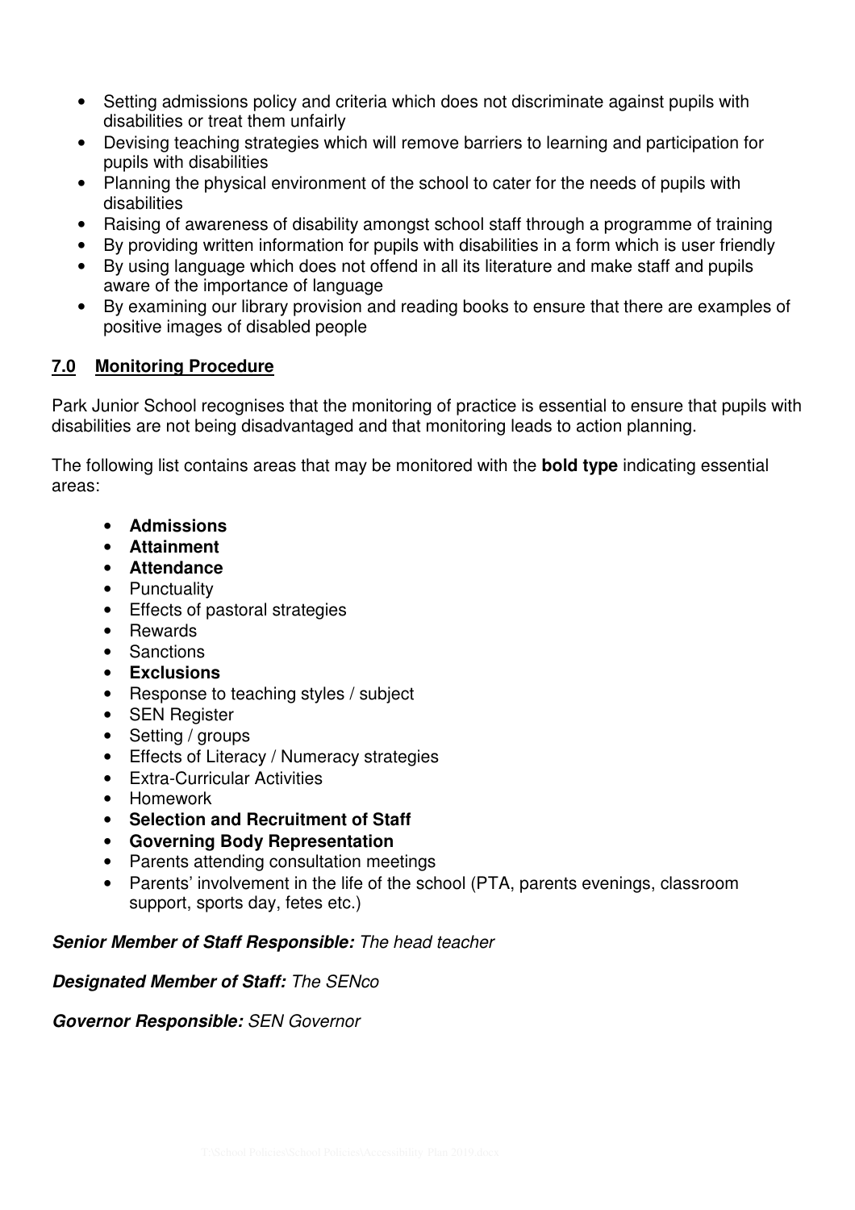- Setting admissions policy and criteria which does not discriminate against pupils with disabilities or treat them unfairly
- Devising teaching strategies which will remove barriers to learning and participation for pupils with disabilities
- Planning the physical environment of the school to cater for the needs of pupils with disabilities
- Raising of awareness of disability amongst school staff through a programme of training
- By providing written information for pupils with disabilities in a form which is user friendly
- By using language which does not offend in all its literature and make staff and pupils aware of the importance of language
- By examining our library provision and reading books to ensure that there are examples of positive images of disabled people

## 7.0 Monitoring Procedure

Park Junior School recognises that the monitoring of practice is essential to ensure that pupils with disabilities are not being disadvantaged and that monitoring leads to action planning.

The following list contains areas that may be monitored with the **bold type** indicating essential areas:

- **Admissions**
- **Attainment**
- **Attendance**
- Punctuality
- Effects of pastoral strategies
- Rewards
- Sanctions
- **Exclusions**
- Response to teaching styles / subject
- SEN Register
- Setting / groups
- Effects of Literacy / Numeracy strategies
- Extra-Curricular Activities
- Homework
- **Selection and Recruitment of Staff**
- **Governing Body Representation**
- Parents attending consultation meetings
- Parents' involvement in the life of the school (PTA, parents evenings, classroom support, sports day, fetes etc.)

***Senior Member of Staff Responsible:*** *The head teacher*

***Designated Member of Staff:*** *The SENco*

***Governor Responsible:*** *SEN Governor*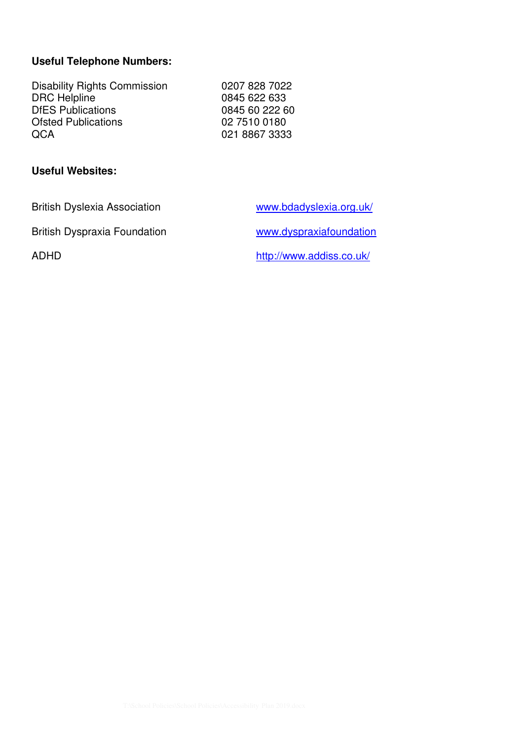**Useful Telephone Numbers:**

| | |
|---|---|
| Disability Rights Commission | 0207 828 7022 |
| DRC Helpline | 0845 622 633 |
| DfES Publications | 0845 60 222 60 |
| Ofsted Publications | 02 7510 0180 |
| QCA | 021 8867 3333 |

**Useful Websites:**

| | |
|---|---|
| British Dyslexia Association | www.bdadyslexia.org.uk/ |
| British Dyspraxia Foundation | www.dyspraxiafoundation |
| ADHD | http://www.addiss.co.uk/ |